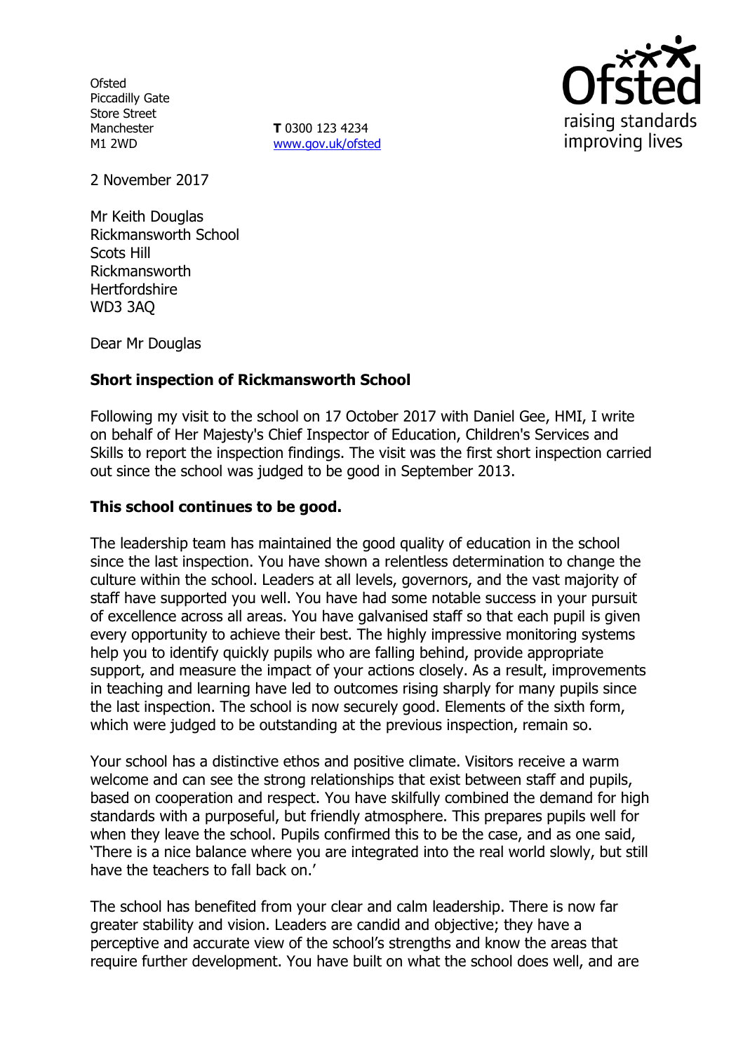Ofsted
Piccadilly Gate
Store Street
Manchester
M1 2WD

**T** 0300 123 4234
www.gov.uk/ofsted

2 November 2017

Mr Keith Douglas
Rickmansworth School
Scots Hill
Rickmansworth
Hertfordshire
WD3 3AQ

Dear Mr Douglas

**Short inspection of Rickmansworth School**

Following my visit to the school on 17 October 2017 with Daniel Gee, HMI, I write on behalf of Her Majesty's Chief Inspector of Education, Children's Services and Skills to report the inspection findings. The visit was the first short inspection carried out since the school was judged to be good in September 2013.

**This school continues to be good.**

The leadership team has maintained the good quality of education in the school since the last inspection. You have shown a relentless determination to change the culture within the school. Leaders at all levels, governors, and the vast majority of staff have supported you well. You have had some notable success in your pursuit of excellence across all areas. You have galvanised staff so that each pupil is given every opportunity to achieve their best. The highly impressive monitoring systems help you to identify quickly pupils who are falling behind, provide appropriate support, and measure the impact of your actions closely. As a result, improvements in teaching and learning have led to outcomes rising sharply for many pupils since the last inspection. The school is now securely good. Elements of the sixth form, which were judged to be outstanding at the previous inspection, remain so.

Your school has a distinctive ethos and positive climate. Visitors receive a warm welcome and can see the strong relationships that exist between staff and pupils, based on cooperation and respect. You have skilfully combined the demand for high standards with a purposeful, but friendly atmosphere. This prepares pupils well for when they leave the school. Pupils confirmed this to be the case, and as one said, 'There is a nice balance where you are integrated into the real world slowly, but still have the teachers to fall back on.'

The school has benefited from your clear and calm leadership. There is now far greater stability and vision. Leaders are candid and objective; they have a perceptive and accurate view of the school's strengths and know the areas that require further development. You have built on what the school does well, and are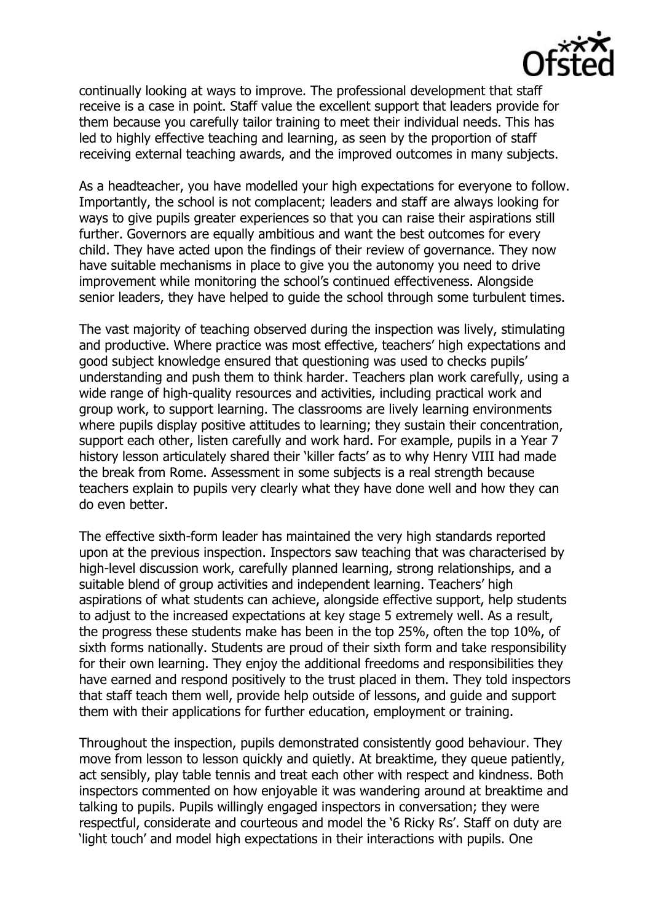continually looking at ways to improve. The professional development that staff receive is a case in point. Staff value the excellent support that leaders provide for them because you carefully tailor training to meet their individual needs. This has led to highly effective teaching and learning, as seen by the proportion of staff receiving external teaching awards, and the improved outcomes in many subjects.

As a headteacher, you have modelled your high expectations for everyone to follow. Importantly, the school is not complacent; leaders and staff are always looking for ways to give pupils greater experiences so that you can raise their aspirations still further. Governors are equally ambitious and want the best outcomes for every child. They have acted upon the findings of their review of governance. They now have suitable mechanisms in place to give you the autonomy you need to drive improvement while monitoring the school's continued effectiveness. Alongside senior leaders, they have helped to guide the school through some turbulent times.

The vast majority of teaching observed during the inspection was lively, stimulating and productive. Where practice was most effective, teachers' high expectations and good subject knowledge ensured that questioning was used to checks pupils' understanding and push them to think harder. Teachers plan work carefully, using a wide range of high-quality resources and activities, including practical work and group work, to support learning. The classrooms are lively learning environments where pupils display positive attitudes to learning; they sustain their concentration, support each other, listen carefully and work hard. For example, pupils in a Year 7 history lesson articulately shared their 'killer facts' as to why Henry VIII had made the break from Rome. Assessment in some subjects is a real strength because teachers explain to pupils very clearly what they have done well and how they can do even better.

The effective sixth-form leader has maintained the very high standards reported upon at the previous inspection. Inspectors saw teaching that was characterised by high-level discussion work, carefully planned learning, strong relationships, and a suitable blend of group activities and independent learning. Teachers' high aspirations of what students can achieve, alongside effective support, help students to adjust to the increased expectations at key stage 5 extremely well. As a result, the progress these students make has been in the top 25%, often the top 10%, of sixth forms nationally. Students are proud of their sixth form and take responsibility for their own learning. They enjoy the additional freedoms and responsibilities they have earned and respond positively to the trust placed in them. They told inspectors that staff teach them well, provide help outside of lessons, and guide and support them with their applications for further education, employment or training.

Throughout the inspection, pupils demonstrated consistently good behaviour. They move from lesson to lesson quickly and quietly. At breaktime, they queue patiently, act sensibly, play table tennis and treat each other with respect and kindness. Both inspectors commented on how enjoyable it was wandering around at breaktime and talking to pupils. Pupils willingly engaged inspectors in conversation; they were respectful, considerate and courteous and model the '6 Ricky Rs'. Staff on duty are 'light touch' and model high expectations in their interactions with pupils. One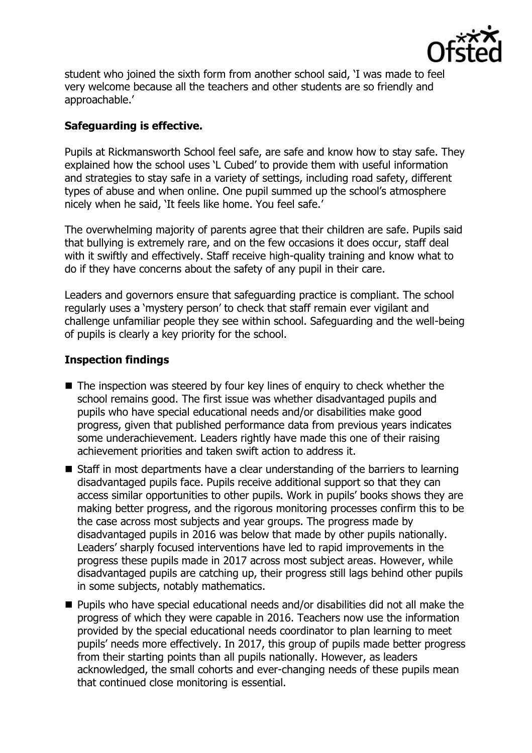student who joined the sixth form from another school said, 'I was made to feel very welcome because all the teachers and other students are so friendly and approachable.'

**Safeguarding is effective.**

Pupils at Rickmansworth School feel safe, are safe and know how to stay safe. They explained how the school uses 'L Cubed' to provide them with useful information and strategies to stay safe in a variety of settings, including road safety, different types of abuse and when online. One pupil summed up the school's atmosphere nicely when he said, 'It feels like home. You feel safe.'

The overwhelming majority of parents agree that their children are safe. Pupils said that bullying is extremely rare, and on the few occasions it does occur, staff deal with it swiftly and effectively. Staff receive high-quality training and know what to do if they have concerns about the safety of any pupil in their care.

Leaders and governors ensure that safeguarding practice is compliant. The school regularly uses a 'mystery person' to check that staff remain ever vigilant and challenge unfamiliar people they see within school. Safeguarding and the well-being of pupils is clearly a key priority for the school.

## Inspection findings

- The inspection was steered by four key lines of enquiry to check whether the school remains good. The first issue was whether disadvantaged pupils and pupils who have special educational needs and/or disabilities make good progress, given that published performance data from previous years indicates some underachievement. Leaders rightly have made this one of their raising achievement priorities and taken swift action to address it.
- Staff in most departments have a clear understanding of the barriers to learning disadvantaged pupils face. Pupils receive additional support so that they can access similar opportunities to other pupils. Work in pupils' books shows they are making better progress, and the rigorous monitoring processes confirm this to be the case across most subjects and year groups. The progress made by disadvantaged pupils in 2016 was below that made by other pupils nationally. Leaders' sharply focused interventions have led to rapid improvements in the progress these pupils made in 2017 across most subject areas. However, while disadvantaged pupils are catching up, their progress still lags behind other pupils in some subjects, notably mathematics.
- Pupils who have special educational needs and/or disabilities did not all make the progress of which they were capable in 2016. Teachers now use the information provided by the special educational needs coordinator to plan learning to meet pupils' needs more effectively. In 2017, this group of pupils made better progress from their starting points than all pupils nationally. However, as leaders acknowledged, the small cohorts and ever-changing needs of these pupils mean that continued close monitoring is essential.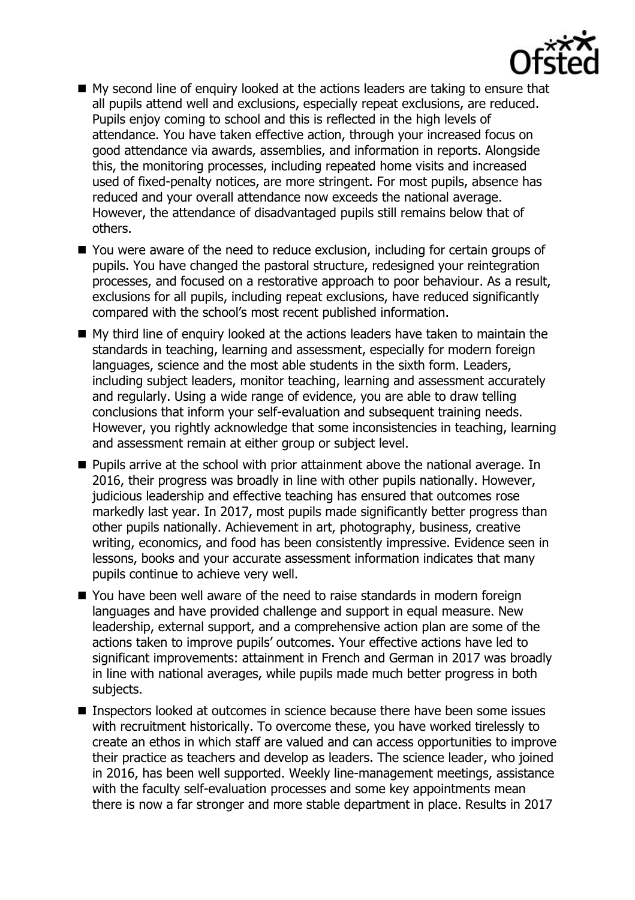- My second line of enquiry looked at the actions leaders are taking to ensure that all pupils attend well and exclusions, especially repeat exclusions, are reduced. Pupils enjoy coming to school and this is reflected in the high levels of attendance. You have taken effective action, through your increased focus on good attendance via awards, assemblies, and information in reports. Alongside this, the monitoring processes, including repeated home visits and increased used of fixed-penalty notices, are more stringent. For most pupils, absence has reduced and your overall attendance now exceeds the national average. However, the attendance of disadvantaged pupils still remains below that of others.
- You were aware of the need to reduce exclusion, including for certain groups of pupils. You have changed the pastoral structure, redesigned your reintegration processes, and focused on a restorative approach to poor behaviour. As a result, exclusions for all pupils, including repeat exclusions, have reduced significantly compared with the school's most recent published information.
- My third line of enquiry looked at the actions leaders have taken to maintain the standards in teaching, learning and assessment, especially for modern foreign languages, science and the most able students in the sixth form. Leaders, including subject leaders, monitor teaching, learning and assessment accurately and regularly. Using a wide range of evidence, you are able to draw telling conclusions that inform your self-evaluation and subsequent training needs. However, you rightly acknowledge that some inconsistencies in teaching, learning and assessment remain at either group or subject level.
- Pupils arrive at the school with prior attainment above the national average. In 2016, their progress was broadly in line with other pupils nationally. However, judicious leadership and effective teaching has ensured that outcomes rose markedly last year. In 2017, most pupils made significantly better progress than other pupils nationally. Achievement in art, photography, business, creative writing, economics, and food has been consistently impressive. Evidence seen in lessons, books and your accurate assessment information indicates that many pupils continue to achieve very well.
- You have been well aware of the need to raise standards in modern foreign languages and have provided challenge and support in equal measure. New leadership, external support, and a comprehensive action plan are some of the actions taken to improve pupils' outcomes. Your effective actions have led to significant improvements: attainment in French and German in 2017 was broadly in line with national averages, while pupils made much better progress in both subjects.
- Inspectors looked at outcomes in science because there have been some issues with recruitment historically. To overcome these, you have worked tirelessly to create an ethos in which staff are valued and can access opportunities to improve their practice as teachers and develop as leaders. The science leader, who joined in 2016, has been well supported. Weekly line-management meetings, assistance with the faculty self-evaluation processes and some key appointments mean there is now a far stronger and more stable department in place. Results in 2017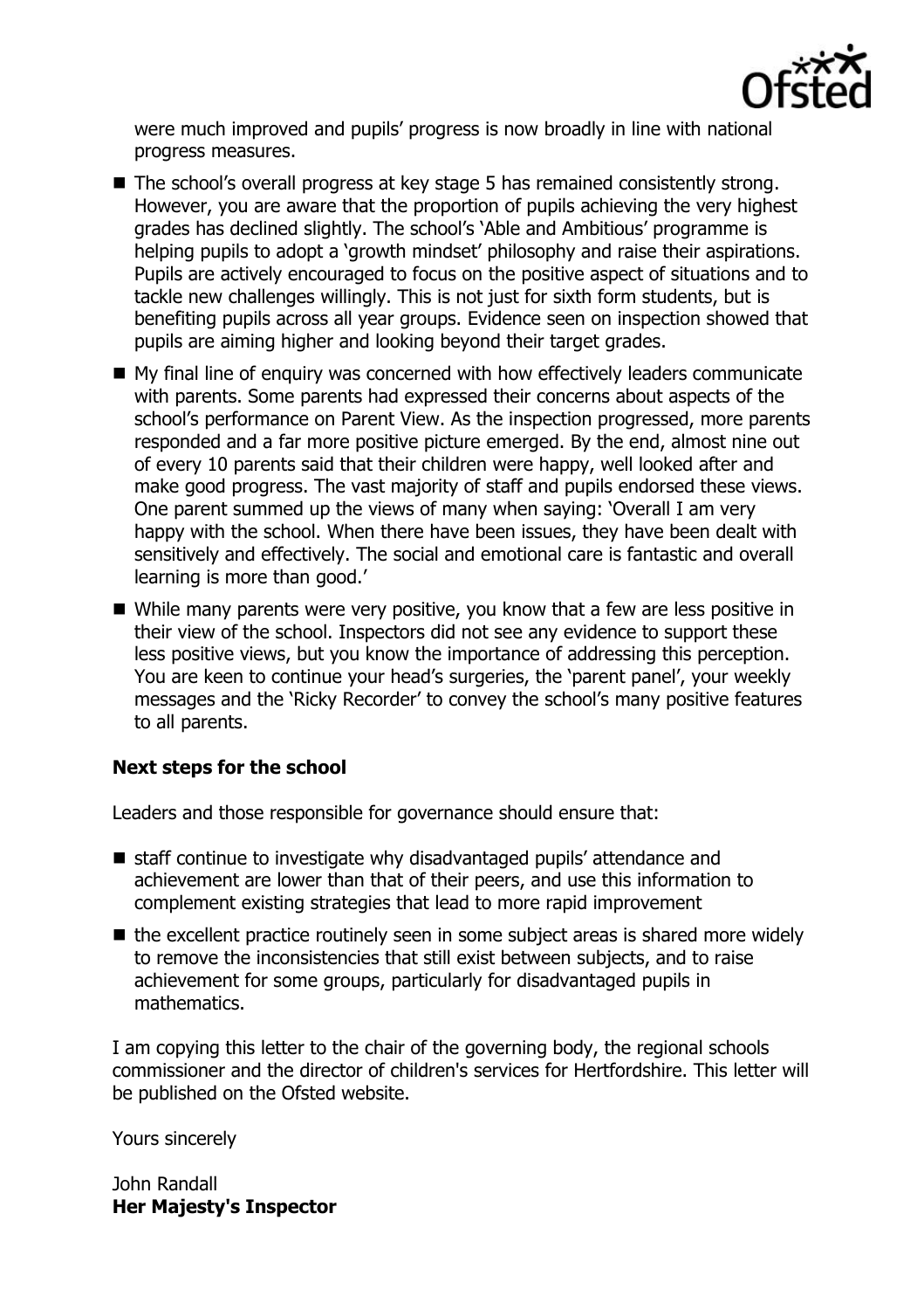were much improved and pupils' progress is now broadly in line with national progress measures.

- The school's overall progress at key stage 5 has remained consistently strong. However, you are aware that the proportion of pupils achieving the very highest grades has declined slightly. The school's 'Able and Ambitious' programme is helping pupils to adopt a 'growth mindset' philosophy and raise their aspirations. Pupils are actively encouraged to focus on the positive aspect of situations and to tackle new challenges willingly. This is not just for sixth form students, but is benefiting pupils across all year groups. Evidence seen on inspection showed that pupils are aiming higher and looking beyond their target grades.
- My final line of enquiry was concerned with how effectively leaders communicate with parents. Some parents had expressed their concerns about aspects of the school's performance on Parent View. As the inspection progressed, more parents responded and a far more positive picture emerged. By the end, almost nine out of every 10 parents said that their children were happy, well looked after and make good progress. The vast majority of staff and pupils endorsed these views. One parent summed up the views of many when saying: 'Overall I am very happy with the school. When there have been issues, they have been dealt with sensitively and effectively. The social and emotional care is fantastic and overall learning is more than good.'
- While many parents were very positive, you know that a few are less positive in their view of the school. Inspectors did not see any evidence to support these less positive views, but you know the importance of addressing this perception. You are keen to continue your head's surgeries, the 'parent panel', your weekly messages and the 'Ricky Recorder' to convey the school's many positive features to all parents.

**Next steps for the school**

Leaders and those responsible for governance should ensure that:

- staff continue to investigate why disadvantaged pupils' attendance and achievement are lower than that of their peers, and use this information to complement existing strategies that lead to more rapid improvement
- the excellent practice routinely seen in some subject areas is shared more widely to remove the inconsistencies that still exist between subjects, and to raise achievement for some groups, particularly for disadvantaged pupils in mathematics.

I am copying this letter to the chair of the governing body, the regional schools commissioner and the director of children's services for Hertfordshire. This letter will be published on the Ofsted website.

Yours sincerely

John Randall
**Her Majesty's Inspector**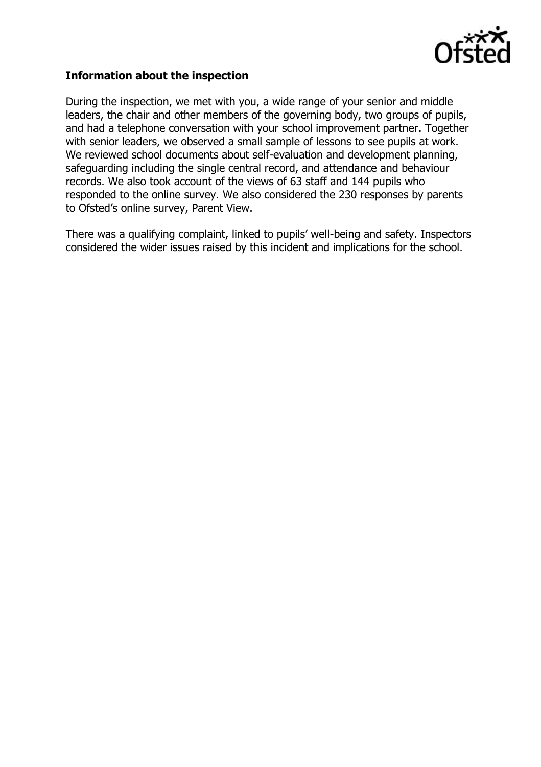**Information about the inspection**

During the inspection, we met with you, a wide range of your senior and middle leaders, the chair and other members of the governing body, two groups of pupils, and had a telephone conversation with your school improvement partner. Together with senior leaders, we observed a small sample of lessons to see pupils at work. We reviewed school documents about self-evaluation and development planning, safeguarding including the single central record, and attendance and behaviour records. We also took account of the views of 63 staff and 144 pupils who responded to the online survey. We also considered the 230 responses by parents to Ofsted's online survey, Parent View.

There was a qualifying complaint, linked to pupils' well-being and safety. Inspectors considered the wider issues raised by this incident and implications for the school.